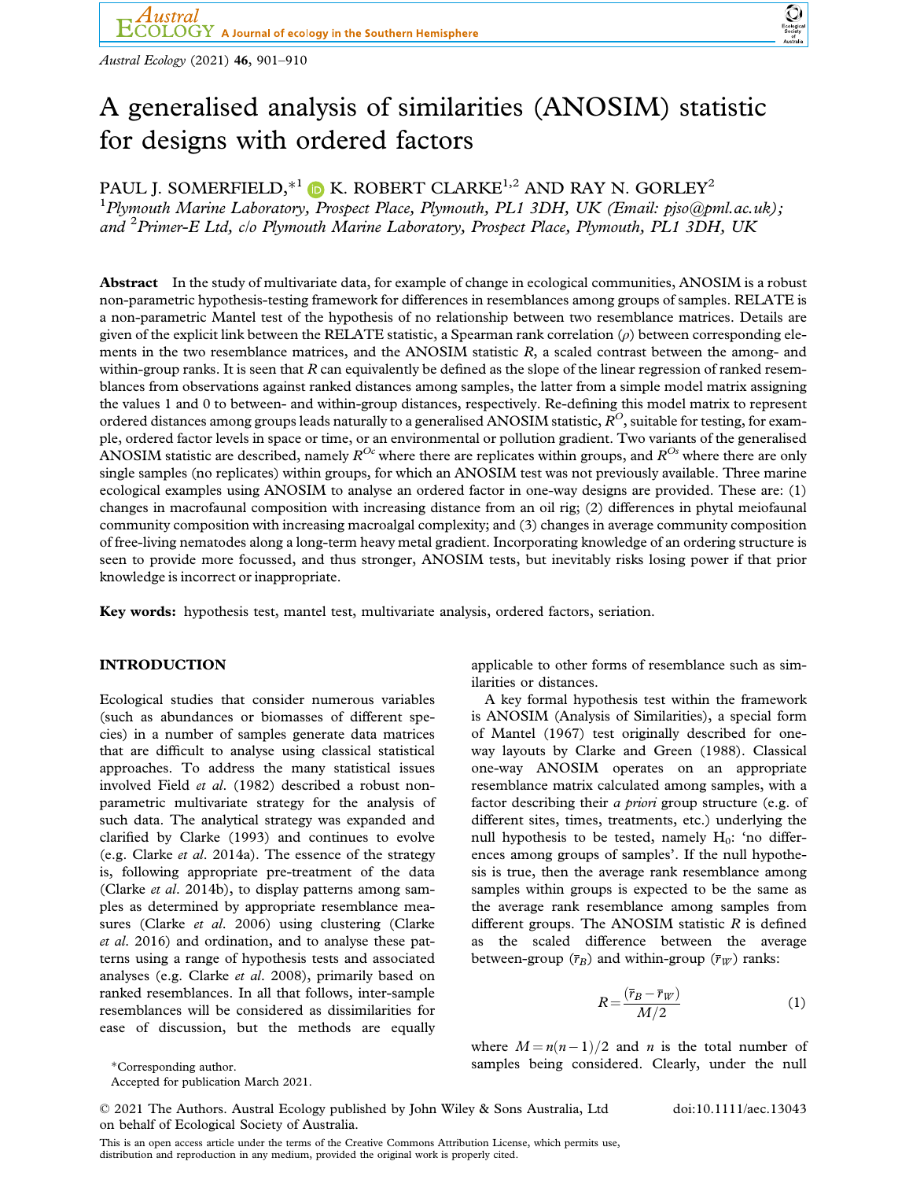# A generalised analysis of similarities (ANOSIM) statistic for designs with ordered factors

PAUL J. SOMERFIELD,*[1] K. ROBERT CLARKE[1,2] AND RAY N. GORLEY[2]

[1]*Plymouth Marine Laboratory, Prospect Place, Plymouth, PL1 3DH, UK (Email: pjso@pml.ac.uk); and* [2]*Primer-E Ltd, c/o Plymouth Marine Laboratory, Prospect Place, Plymouth, PL1 3DH, UK*

**Abstract** In the study of multivariate data, for example of change in ecological communities, ANOSIM is a robust non-parametric hypothesis-testing framework for differences in resemblances among groups of samples. RELATE is a non-parametric Mantel test of the hypothesis of no relationship between two resemblance matrices. Details are given of the explicit link between the RELATE statistic, a Spearman rank correlation ($\rho$) between corresponding elements in the two resemblance matrices, and the ANOSIM statistic $R$, a scaled contrast between the among- and within-group ranks. It is seen that $R$ can equivalently be defined as the slope of the linear regression of ranked resemblances from observations against ranked distances among samples, the latter from a simple model matrix assigning the values 1 and 0 to between- and within-group distances, respectively. Re-defining this model matrix to represent ordered distances among groups leads naturally to a generalised ANOSIM statistic, $R^O$, suitable for testing, for example, ordered factor levels in space or time, or an environmental or pollution gradient. Two variants of the generalised ANOSIM statistic are described, namely $R^{Oc}$ where there are replicates within groups, and $R^{Os}$ where there are only single samples (no replicates) within groups, for which an ANOSIM test was not previously available. Three marine ecological examples using ANOSIM to analyse an ordered factor in one-way designs are provided. These are: (1) changes in macrofaunal composition with increasing distance from an oil rig; (2) differences in phytal meiofaunal community composition with increasing macroalgal complexity; and (3) changes in average community composition of free-living nematodes along a long-term heavy metal gradient. Incorporating knowledge of an ordering structure is seen to provide more focussed, and thus stronger, ANOSIM tests, but inevitably risks losing power if that prior knowledge is incorrect or inappropriate.

**Key words:** hypothesis test, mantel test, multivariate analysis, ordered factors, seriation.

## INTRODUCTION

Ecological studies that consider numerous variables (such as abundances or biomasses of different species) in a number of samples generate data matrices that are difficult to analyse using classical statistical approaches. To address the many statistical issues involved Field *et al.* (1982) described a robust non-parametric multivariate strategy for the analysis of such data. The analytical strategy was expanded and clarified by Clarke (1993) and continues to evolve (e.g. Clarke *et al.* 2014a). The essence of the strategy is, following appropriate pre-treatment of the data (Clarke *et al.* 2014b), to display patterns among samples as determined by appropriate resemblance measures (Clarke *et al.* 2006) using clustering (Clarke *et al.* 2016) and ordination, and to analyse these patterns using a range of hypothesis tests and associated analyses (e.g. Clarke *et al.* 2008), primarily based on ranked resemblances. In all that follows, inter-sample resemblances will be considered as dissimilarities for ease of discussion, but the methods are equally applicable to other forms of resemblance such as similarities or distances.

A key formal hypothesis test within the framework is ANOSIM (Analysis of Similarities), a special form of Mantel (1967) test originally described for one-way layouts by Clarke and Green (1988). Classical one-way ANOSIM operates on an appropriate resemblance matrix calculated among samples, with a factor describing their *a priori* group structure (e.g. of different sites, times, treatments, etc.) underlying the null hypothesis to be tested, namely $H_0$: 'no differences among groups of samples'. If the null hypothesis is true, then the average rank resemblance among samples within groups is expected to be the same as the average rank resemblance among samples from different groups. The ANOSIM statistic $R$ is defined as the scaled difference between the average between-group ($\bar{r}_B$) and within-group ($\bar{r}_W$) ranks:

$$R = \frac{(\bar{r}_B - \bar{r}_W)}{M/2} \tag{1}$$

where $M = n(n-1)/2$ and $n$ is the total number of samples being considered. Clearly, under the null

*Corresponding author.

Accepted for publication March 2021.

© 2021 The Authors. Austral Ecology published by John Wiley & Sons Australia, Ltd on behalf of Ecological Society of Australia.

doi:10.1111/aec.13043

This is an open access article under the terms of the Creative Commons Attribution License, which permits use, distribution and reproduction in any medium, provided the original work is properly cited.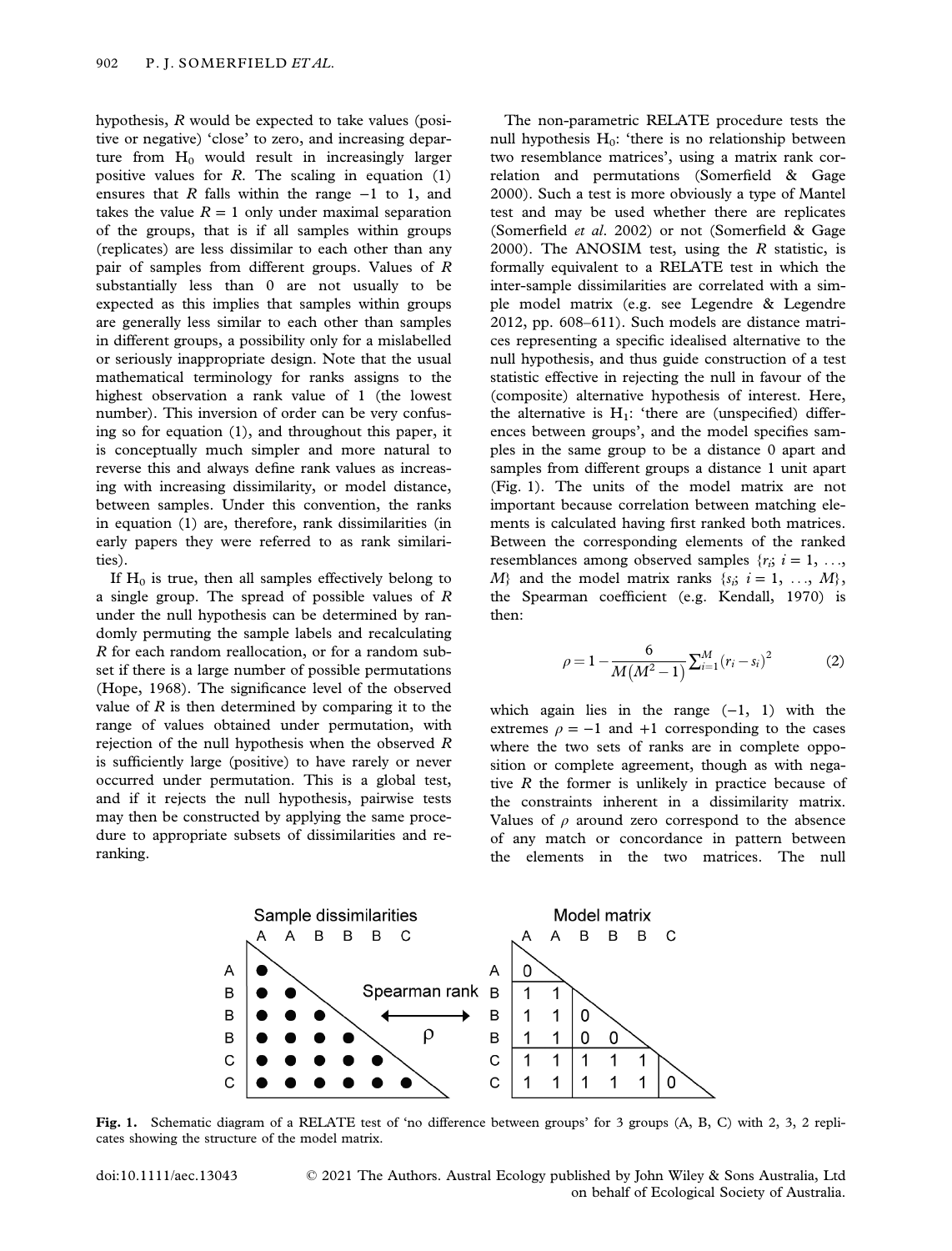hypothesis, $R$ would be expected to take values (positive or negative) 'close' to zero, and increasing departure from $H_0$ would result in increasingly larger positive values for $R$. The scaling in equation (1) ensures that $R$ falls within the range $-1$ to 1, and takes the value $R = 1$ only under maximal separation of the groups, that is if all samples within groups (replicates) are less dissimilar to each other than any pair of samples from different groups. Values of $R$ substantially less than 0 are not usually to be expected as this implies that samples within groups are generally less similar to each other than samples in different groups, a possibility only for a mislabelled or seriously inappropriate design. Note that the usual mathematical terminology for ranks assigns to the highest observation a rank value of 1 (the lowest number). This inversion of order can be very confusing so for equation (1), and throughout this paper, it is conceptually much simpler and more natural to reverse this and always define rank values as increasing with increasing dissimilarity, or model distance, between samples. Under this convention, the ranks in equation (1) are, therefore, rank dissimilarities (in early papers they were referred to as rank similarities).

If $H_0$ is true, then all samples effectively belong to a single group. The spread of possible values of $R$ under the null hypothesis can be determined by randomly permuting the sample labels and recalculating $R$ for each random reallocation, or for a random subset if there is a large number of possible permutations (Hope, 1968). The significance level of the observed value of $R$ is then determined by comparing it to the range of values obtained under permutation, with rejection of the null hypothesis when the observed $R$ is sufficiently large (positive) to have rarely or never occurred under permutation. This is a global test, and if it rejects the null hypothesis, pairwise tests may then be constructed by applying the same procedure to appropriate subsets of dissimilarities and re-ranking.

The non-parametric RELATE procedure tests the null hypothesis $H_0$: 'there is no relationship between two resemblance matrices', using a matrix rank correlation and permutations (Somerfield & Gage 2000). Such a test is more obviously a type of Mantel test and may be used whether there are replicates (Somerfield *et al*. 2002) or not (Somerfield & Gage 2000). The ANOSIM test, using the $R$ statistic, is formally equivalent to a RELATE test in which the inter-sample dissimilarities are correlated with a simple model matrix (e.g. see Legendre & Legendre 2012, pp. 608–611). Such models are distance matrices representing a specific idealised alternative to the null hypothesis, and thus guide construction of a test statistic effective in rejecting the null in favour of the (composite) alternative hypothesis of interest. Here, the alternative is $H_1$: 'there are (unspecified) differences between groups', and the model specifies samples in the same group to be a distance 0 apart and samples from different groups a distance 1 unit apart (Fig. 1). The units of the model matrix are not important because correlation between matching elements is calculated having first ranked both matrices. Between the corresponding elements of the ranked resemblances among observed samples $\{r_i; i = 1, \ldots, M\}$ and the model matrix ranks $\{s_i; i = 1, \ldots, M\}$, the Spearman coefficient (e.g. Kendall, 1970) is then:

$$\rho = 1 - \frac{6}{M(M^2 - 1)} \sum_{i=1}^{M} (r_i - s_i)^2 \tag{2}$$

which again lies in the range $(-1, 1)$ with the extremes $\rho = -1$ and $+1$ corresponding to the cases where the two sets of ranks are in complete opposition or complete agreement, though as with negative $R$ the former is unlikely in practice because of the constraints inherent in a dissimilarity matrix. Values of $\rho$ around zero correspond to the absence of any match or concordance in pattern between the elements in the two matrices. The null

**Fig. 1.** Schematic diagram of a RELATE test of 'no difference between groups' for 3 groups (A, B, C) with 2, 3, 2 replicates showing the structure of the model matrix.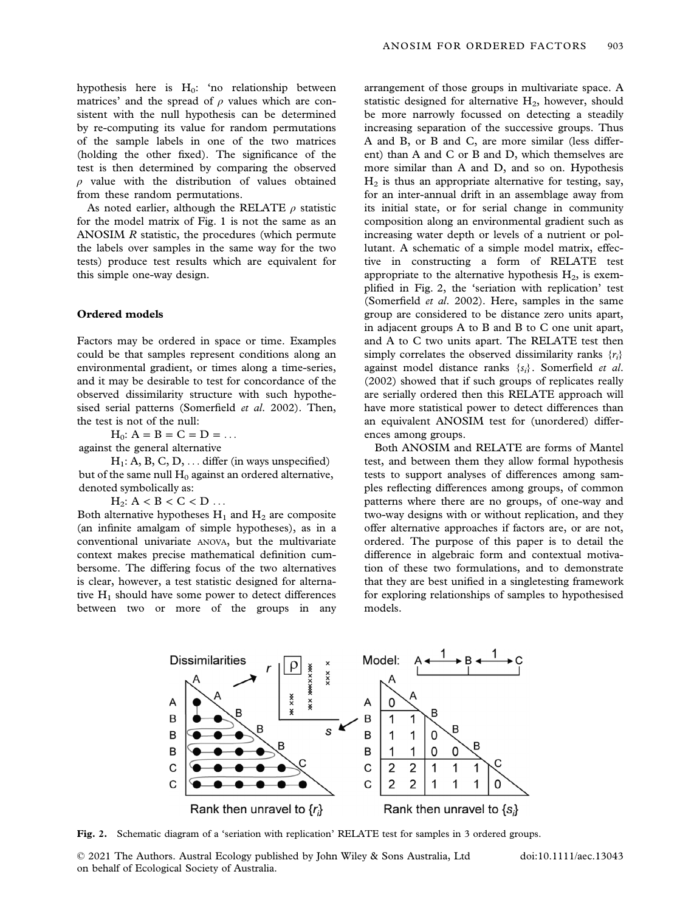hypothesis here is $H_0$: 'no relationship between matrices' and the spread of $\rho$ values which are consistent with the null hypothesis can be determined by re-computing its value for random permutations of the sample labels in one of the two matrices (holding the other fixed). The significance of the test is then determined by comparing the observed $\rho$ value with the distribution of values obtained from these random permutations.

As noted earlier, although the RELATE $\rho$ statistic for the model matrix of Fig. 1 is not the same as an ANOSIM *R* statistic, the procedures (which permute the labels over samples in the same way for the two tests) produce test results which are equivalent for this simple one-way design.

### Ordered models

Factors may be ordered in space or time. Examples could be that samples represent conditions along an environmental gradient, or times along a time-series, and it may be desirable to test for concordance of the observed dissimilarity structure with such hypothesised serial patterns (Somerfield *et al.* 2002). Then, the test is not of the null:

$H_0$: A = B = C = D = ...

against the general alternative

$H_1$: A, B, C, D, ... differ (in ways unspecified)

but of the same null $H_0$ against an ordered alternative, denoted symbolically as:

$H_2$: A < B < C < D ...

Both alternative hypotheses $H_1$ and $H_2$ are composite (an infinite amalgam of simple hypotheses), as in a conventional univariate ANOVA, but the multivariate context makes precise mathematical definition cumbersome. The differing focus of the two alternatives is clear, however, a test statistic designed for alternative $H_1$ should have some power to detect differences between two or more of the groups in any arrangement of those groups in multivariate space. A statistic designed for alternative $H_2$, however, should be more narrowly focussed on detecting a steadily increasing separation of the successive groups. Thus A and B, or B and C, are more similar (less different) than A and C or B and D, which themselves are more similar than A and D, and so on. Hypothesis $H_2$ is thus an appropriate alternative for testing, say, for an inter-annual drift in an assemblage away from its initial state, or for serial change in community composition along an environmental gradient such as increasing water depth or levels of a nutrient or pollutant. A schematic of a simple model matrix, effective in constructing a form of RELATE test appropriate to the alternative hypothesis $H_2$, is exemplified in Fig. 2, the 'seriation with replication' test (Somerfield *et al.* 2002). Here, samples in the same group are considered to be distance zero units apart, in adjacent groups A to B and B to C one unit apart, and A to C two units apart. The RELATE test then simply correlates the observed dissimilarity ranks $\{r_i\}$ against model distance ranks $\{s_i\}$. Somerfield *et al.* (2002) showed that if such groups of replicates really are serially ordered then this RELATE approach will have more statistical power to detect differences than an equivalent ANOSIM test for (unordered) differences among groups.

Both ANOSIM and RELATE are forms of Mantel test, and between them they allow formal hypothesis tests to support analyses of differences among samples reflecting differences among groups, of common patterns where there are no groups, of one-way and two-way designs with or without replication, and they offer alternative approaches if factors are, or are not, ordered. The purpose of this paper is to detail the difference in algebraic form and contextual motivation of these two formulations, and to demonstrate that they are best unified in a singletesting framework for exploring relationships of samples to hypothesised models.

**Fig. 2.** Schematic diagram of a 'seriation with replication' RELATE test for samples in 3 ordered groups.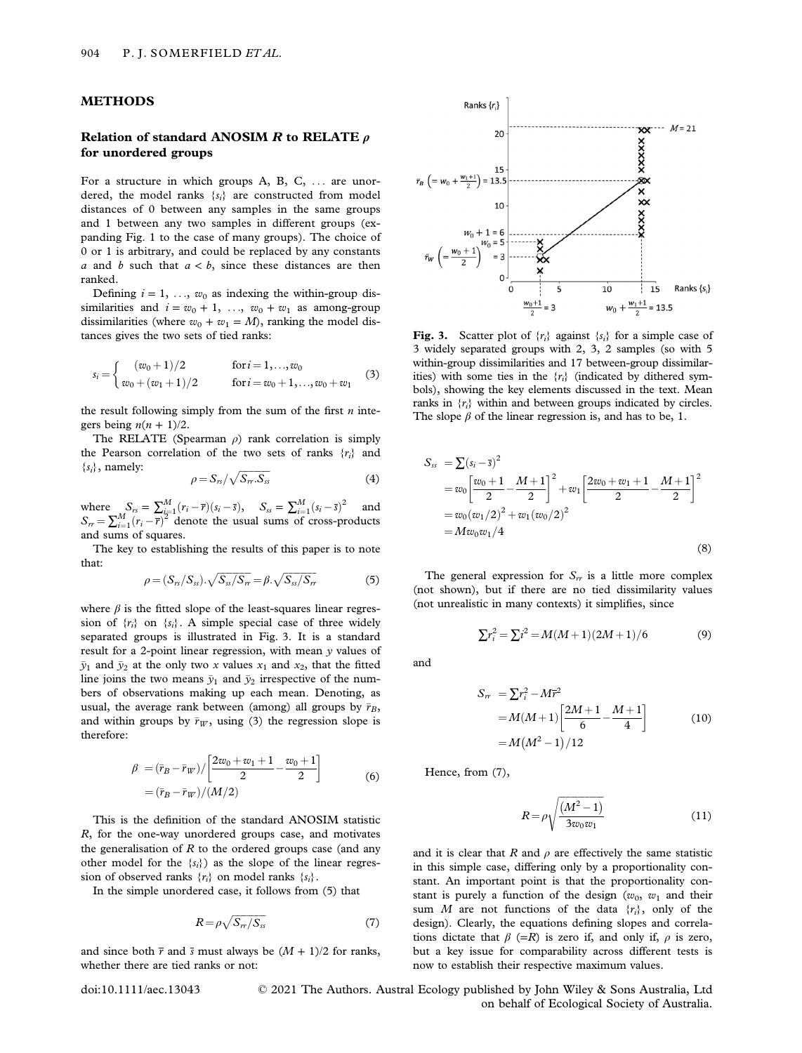## METHODS

### Relation of standard ANOSIM $R$ to RELATE $\rho$ for unordered groups

For a structure in which groups A, B, C, … are unordered, the model ranks $\{s_i\}$ are constructed from model distances of 0 between any samples in the same groups and 1 between any two samples in different groups (expanding Fig. 1 to the case of many groups). The choice of 0 or 1 is arbitrary, and could be replaced by any constants $a$ and $b$ such that $a < b$, since these distances are then ranked.

Defining $i = 1, \ldots, w_0$ as indexing the within-group dissimilarities and $i = w_0 + 1, \ldots, w_0 + w_1$ as among-group dissimilarities (where $w_0 + w_1 = M$), ranking the model distances gives the two sets of tied ranks:

$$s_i = \begin{cases} (w_0+1)/2 & \text{for } i = 1, \ldots, w_0 \\ w_0 + (w_1+1)/2 & \text{for } i = w_0+1, \ldots, w_0+w_1 \end{cases} \tag{3}$$

the result following simply from the sum of the first $n$ integers being $n(n + 1)/2$.

The RELATE (Spearman $\rho$) rank correlation is simply the Pearson correlation of the two sets of ranks $\{r_i\}$ and $\{s_i\}$, namely:

$$\rho = S_{rs} / \sqrt{S_{rr} . S_{ss}} \tag{4}$$

where $S_{rs} = \sum_{i=1}^{M} (r_i - \bar{r})(s_i - \bar{s})$, $S_{ss} = \sum_{i=1}^{M} (s_i - \bar{s})^2$ and $S_{rr} = \sum_{i=1}^{M} (r_i - \bar{r})^2$ denote the usual sums of cross-products and sums of squares.

The key to establishing the results of this paper is to note that:

$$\rho = (S_{rs}/S_{ss}) . \sqrt{S_{ss}/S_{rr}} = \beta . \sqrt{S_{ss}/S_{rr}} \tag{5}$$

where $\beta$ is the fitted slope of the least-squares linear regression of $\{r_i\}$ on $\{s_i\}$. A simple special case of three widely separated groups is illustrated in Fig. 3. It is a standard result for a 2-point linear regression, with mean $y$ values of $\bar{y}_1$ and $\bar{y}_2$ at the only two $x$ values $x_1$ and $x_2$, that the fitted line joins the two means $\bar{y}_1$ and $\bar{y}_2$ irrespective of the numbers of observations making up each mean. Denoting, as usual, the average rank between (among) all groups by $\bar{r}_B$, and within groups by $\bar{r}_W$, using (3) the regression slope is therefore:

$$\begin{aligned} \beta &= (\bar{r}_B - \bar{r}_W) / \left[ \frac{2w_0 + w_1 + 1}{2} - \frac{w_0 + 1}{2} \right] \\ &= (\bar{r}_B - \bar{r}_W)/(M/2) \end{aligned} \tag{6}$$

This is the definition of the standard ANOSIM statistic $R$, for the one-way unordered groups case, and motivates the generalisation of $R$ to the ordered groups case (and any other model for the $\{s_i\}$) as the slope of the linear regression of observed ranks $\{r_i\}$ on model ranks $\{s_i\}$.

In the simple unordered case, it follows from (5) that

$$R = \rho \sqrt{S_{rr}/S_{ss}} \tag{7}$$

and since both $\bar{r}$ and $\bar{s}$ must always be $(M + 1)/2$ for ranks, whether there are tied ranks or not:

Fig. 3. Scatter plot of $\{r_i\}$ against $\{s_i\}$ for a simple case of 3 widely separated groups with 2, 3, 2 samples (so with 5 within-group dissimilarities and 17 between-group dissimilarities) with some ties in the $\{r_i\}$ (indicated by dithered symbols), showing the key elements discussed in the text. Mean ranks in $\{r_i\}$ within and between groups indicated by circles. The slope $\beta$ of the linear regression is, and has to be, 1.

$$\begin{aligned} S_{ss} &= \sum (s_i - \bar{s})^2 \\ &= w_0 \left[ \frac{w_0 + 1}{2} - \frac{M+1}{2} \right]^2 + w_1 \left[ \frac{2w_0 + w_1 + 1}{2} - \frac{M+1}{2} \right]^2 \\ &= w_0 (w_1/2)^2 + w_1 (w_0/2)^2 \\ &= M w_0 w_1 / 4 \end{aligned} \tag{8}$$

The general expression for $S_{rr}$ is a little more complex (not shown), but if there are no tied dissimilarity values (not unrealistic in many contexts) it simplifies, since

$$\sum r_i^2 = \sum i^2 = M(M+1)(2M+1)/6 \tag{9}$$

and

$$\begin{aligned} S_{rr} &= \sum r_i^2 - M\bar{r}^2 \\ &= M(M+1) \left[ \frac{2M+1}{6} - \frac{M+1}{4} \right] \\ &= M(M^2 - 1)/12 \end{aligned} \tag{10}$$

Hence, from (7),

$$R = \rho \sqrt{\frac{(M^2 - 1)}{3 w_0 w_1}} \tag{11}$$

and it is clear that $R$ and $\rho$ are effectively the same statistic in this simple case, differing only by a proportionality constant. An important point is that the proportionality constant is purely a function of the design ($w_0$, $w_1$ and their sum $M$ are not functions of the data $\{r_i\}$, only of the design). Clearly, the equations defining slopes and correlations dictate that $\beta$ (=$R$) is zero if, and only if, $\rho$ is zero, but a key issue for comparability across different tests is now to establish their respective maximum values.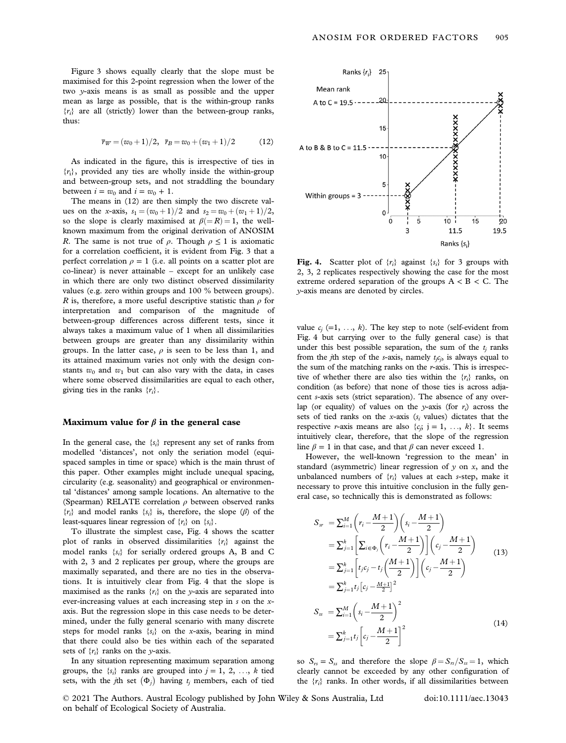Figure 3 shows equally clearly that the slope must be maximised for this 2-point regression when the lower of the two $y$-axis means is as small as possible and the upper mean as large as possible, that is the within-group ranks $\{r_i\}$ are all (strictly) lower than the between-group ranks, thus:

$$\bar{r}_W = (w_0 + 1)/2, \quad \bar{r}_B = w_0 + (w_1 + 1)/2 \tag{12}$$

As indicated in the figure, this is irrespective of ties in $\{r_i\}$, provided any ties are wholly inside the within-group and between-group sets, and not straddling the boundary between $i = w_0$ and $i = w_0 + 1$.

The means in (12) are then simply the two discrete values on the $x$-axis, $s_1 = (w_0 + 1)/2$ and $s_2 = w_0 + (w_1 + 1)/2$, so the slope is clearly maximised at $\beta(=R) = 1$, the well-known maximum from the original derivation of ANOSIM $R$. The same is not true of $\rho$. Though $\rho \leq 1$ is axiomatic for a correlation coefficient, it is evident from Fig. 3 that a perfect correlation $\rho = 1$ (i.e. all points on a scatter plot are co-linear) is never attainable – except for an unlikely case in which there are only two distinct observed dissimilarity values (e.g. zero within groups and 100 % between groups). $R$ is, therefore, a more useful descriptive statistic than $\rho$ for interpretation and comparison of the magnitude of between-group differences across different tests, since it always takes a maximum value of 1 when all dissimilarities between groups are greater than any dissimilarity within groups. In the latter case, $\rho$ is seen to be less than 1, and its attained maximum varies not only with the design constants $w_0$ and $w_1$ but can also vary with the data, in cases where some observed dissimilarities are equal to each other, giving ties in the ranks $\{r_i\}$.

### Maximum value for $\beta$ in the general case

In the general case, the $\{s_i\}$ represent any set of ranks from modelled 'distances', not only the seriation model (equi-spaced samples in time or space) which is the main thrust of this paper. Other examples might include unequal spacing, circularity (e.g. seasonality) and geographical or environmental 'distances' among sample locations. An alternative to the (Spearman) RELATE correlation $\rho$ between observed ranks $\{r_i\}$ and model ranks $\{s_i\}$ is, therefore, the slope ($\beta$) of the least-squares linear regression of $\{r_i\}$ on $\{s_i\}$.

To illustrate the simplest case, Fig. 4 shows the scatter plot of ranks in observed dissimilarities $\{r_i\}$ against the model ranks $\{s_i\}$ for serially ordered groups A, B and C with 2, 3 and 2 replicates per group, where the groups are maximally separated, and there are no ties in the observations. It is intuitively clear from Fig. 4 that the slope is maximised as the ranks $\{r_i\}$ on the $y$-axis are separated into ever-increasing values at each increasing step in $s$ on the $x$-axis. But the regression slope in this case needs to be determined, under the fully general scenario with many discrete steps for model ranks $\{s_i\}$ on the $x$-axis, bearing in mind that there could also be ties within each of the separated sets of $\{r_i\}$ ranks on the $y$-axis.

In any situation representing maximum separation among groups, the $\{s_i\}$ ranks are grouped into $j = 1, 2, \ldots, k$ tied sets, with the $j$th set $(\Phi_j)$ having $t_j$ members, each of tied value $c_j$ ($=1, \ldots, k$). The key step to note (self-evident from Fig. 4 but carrying over to the fully general case) is that under this best possible separation, the sum of the $t_j$ ranks from the $j$th step of the $s$-axis, namely $t_j c_j$, is always equal to the sum of the matching ranks on the $r$-axis. This is irrespective of whether there are also ties within the $\{r_i\}$ ranks, on condition (as before) that none of those ties is across adjacent $s$-axis sets (strict separation). The absence of any overlap (or equality) of values on the $y$-axis (for $r_i$) across the sets of tied ranks on the $x$-axis ($s_i$ values) dictates that the respective $r$-axis means are also $\{c_j; \, j = 1, \ldots, k\}$. It seems intuitively clear, therefore, that the slope of the regression line $\beta = 1$ in that case, and that $\beta$ can never exceed 1.

Fig. 4. Scatter plot of $\{r_i\}$ against $\{s_i\}$ for 3 groups with 2, 3, 2 replicates respectively showing the case for the most extreme ordered separation of the groups A < B < C. The $y$-axis means are denoted by circles.

However, the well-known 'regression to the mean' in standard (asymmetric) linear regression of $y$ on $x$, and the unbalanced numbers of $\{r_i\}$ values at each $s$-step, make it necessary to prove this intuitive conclusion in the fully general case, so technically this is demonstrated as follows:

$$\begin{aligned}
S_{sr} &= \sum_{i=1}^{M}\left(r_i - \frac{M+1}{2}\right)\left(s_i - \frac{M+1}{2}\right) \\
&= \sum_{j=1}^{k}\left[\sum_{i \in \Phi_j}\left(r_i - \frac{M+1}{2}\right)\right]\left(c_j - \frac{M+1}{2}\right) \\
&= \sum_{j=1}^{k}\left[t_j c_j - t_j\left(\frac{M+1}{2}\right)\right]\left(c_j - \frac{M+1}{2}\right) \\
&= \sum_{j=1}^{k} t_j \left[c_j - \tfrac{M+1}{2}\right]^2
\end{aligned} \tag{13}$$

$$\begin{aligned}
S_{ss} &= \sum_{i=1}^{M}\left(s_i - \frac{M+1}{2}\right)^2 \\
&= \sum_{j=1}^{k} t_j \left[c_j - \frac{M+1}{2}\right]^2
\end{aligned} \tag{14}$$

so $S_{rs} = S_{ss}$ and therefore the slope $\beta = S_{rs}/S_{ss} = 1$, which clearly cannot be exceeded by any other configuration of the $\{r_i\}$ ranks. In other words, if all dissimilarities between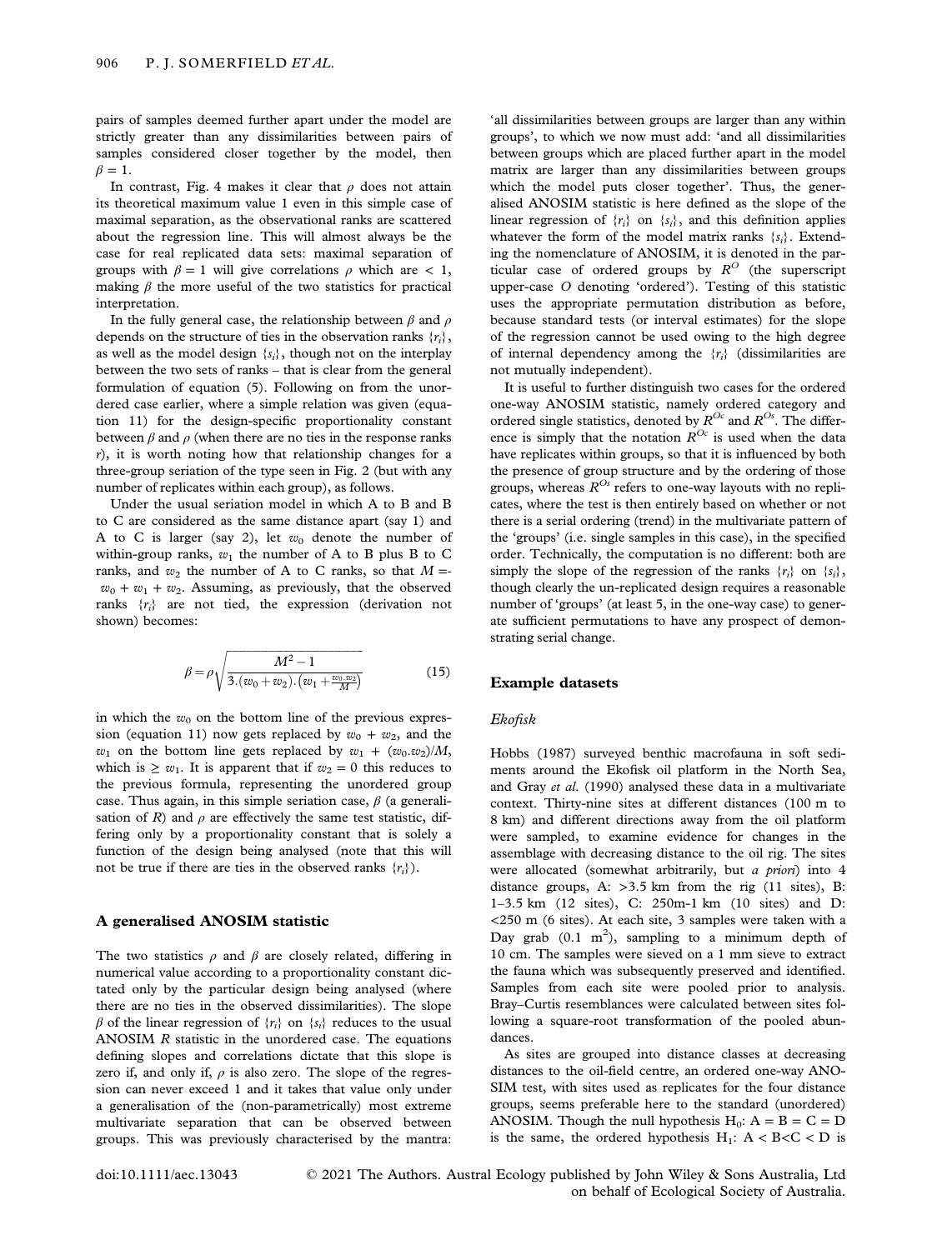pairs of samples deemed further apart under the model are strictly greater than any dissimilarities between pairs of samples considered closer together by the model, then $\beta = 1$.

In contrast, Fig. 4 makes it clear that $\rho$ does not attain its theoretical maximum value 1 even in this simple case of maximal separation, as the observational ranks are scattered about the regression line. This will almost always be the case for real replicated data sets: maximal separation of groups with $\beta = 1$ will give correlations $\rho$ which are $< 1$, making $\beta$ the more useful of the two statistics for practical interpretation.

In the fully general case, the relationship between $\beta$ and $\rho$ depends on the structure of ties in the observation ranks $\{r_i\}$, as well as the model design $\{s_i\}$, though not on the interplay between the two sets of ranks – that is clear from the general formulation of equation (5). Following on from the unordered case earlier, where a simple relation was given (equation 11) for the design-specific proportionality constant between $\beta$ and $\rho$ (when there are no ties in the response ranks $r$), it is worth noting how that relationship changes for a three-group seriation of the type seen in Fig. 2 (but with any number of replicates within each group), as follows.

Under the usual seriation model in which A to B and B to C are considered as the same distance apart (say 1) and A to C is larger (say 2), let $w_0$ denote the number of within-group ranks, $w_1$ the number of A to B plus B to C ranks, and $w_2$ the number of A to C ranks, so that $M = w_0 + w_1 + w_2$. Assuming, as previously, that the observed ranks $\{r_i\}$ are not tied, the expression (derivation not shown) becomes:

$$\beta = \rho\sqrt{\frac{M^2 - 1}{3.(w_0 + w_2).\left(w_1 + \frac{w_0.w_2}{M}\right)}} \tag{15}$$

in which the $w_0$ on the bottom line of the previous expression (equation 11) now gets replaced by $w_0 + w_2$, and the $w_1$ on the bottom line gets replaced by $w_1 + (w_0.w_2)/M$, which is $\geq w_1$. It is apparent that if $w_2 = 0$ this reduces to the previous formula, representing the unordered group case. Thus again, in this simple seriation case, $\beta$ (a generalisation of $R$) and $\rho$ are effectively the same test statistic, differing only by a proportionality constant that is solely a function of the design being analysed (note that this will not be true if there are ties in the observed ranks $\{r_i\}$).

## A generalised ANOSIM statistic

The two statistics $\rho$ and $\beta$ are closely related, differing in numerical value according to a proportionality constant dictated only by the particular design being analysed (where there are no ties in the observed dissimilarities). The slope $\beta$ of the linear regression of $\{r_i\}$ on $\{s_i\}$ reduces to the usual ANOSIM $R$ statistic in the unordered case. The equations defining slopes and correlations dictate that this slope is zero if, and only if, $\rho$ is also zero. The slope of the regression can never exceed 1 and it takes that value only under a generalisation of the (non-parametrically) most extreme multivariate separation that can be observed between groups. This was previously characterised by the mantra: 'all dissimilarities between groups are larger than any within groups', to which we now must add: 'and all dissimilarities between groups which are placed further apart in the model matrix are larger than any dissimilarities between groups which the model puts closer together'. Thus, the generalised ANOSIM statistic is here defined as the slope of the linear regression of $\{r_i\}$ on $\{s_i\}$, and this definition applies whatever the form of the model matrix ranks $\{s_i\}$. Extending the nomenclature of ANOSIM, it is denoted in the particular case of ordered groups by $R^O$ (the superscript upper-case $O$ denoting 'ordered'). Testing of this statistic uses the appropriate permutation distribution as before, because standard tests (or interval estimates) for the slope of the regression cannot be used owing to the high degree of internal dependency among the $\{r_i\}$ (dissimilarities are not mutually independent).

It is useful to further distinguish two cases for the ordered one-way ANOSIM statistic, namely ordered category and ordered single statistics, denoted by $R^{Oc}$ and $R^{Os}$. The difference is simply that the notation $R^{Oc}$ is used when the data have replicates within groups, so that it is influenced by both the presence of group structure and by the ordering of those groups, whereas $R^{Os}$ refers to one-way layouts with no replicates, where the test is then entirely based on whether or not there is a serial ordering (trend) in the multivariate pattern of the 'groups' (i.e. single samples in this case), in the specified order. Technically, the computation is no different: both are simply the slope of the regression of the ranks $\{r_i\}$ on $\{s_i\}$, though clearly the un-replicated design requires a reasonable number of 'groups' (at least 5, in the one-way case) to generate sufficient permutations to have any prospect of demonstrating serial change.

## Example datasets

### *Ekofisk*

Hobbs (1987) surveyed benthic macrofauna in soft sediments around the Ekofisk oil platform in the North Sea, and Gray *et al.* (1990) analysed these data in a multivariate context. Thirty-nine sites at different distances (100 m to 8 km) and different directions away from the oil platform were sampled, to examine evidence for changes in the assemblage with decreasing distance to the oil rig. The sites were allocated (somewhat arbitrarily, but *a priori*) into 4 distance groups, A: >3.5 km from the rig (11 sites), B: 1–3.5 km (12 sites), C: 250m-1 km (10 sites) and D: <250 m (6 sites). At each site, 3 samples were taken with a Day grab (0.1 $m^2$), sampling to a minimum depth of 10 cm. The samples were sieved on a 1 mm sieve to extract the fauna which was subsequently preserved and identified. Samples from each site were pooled prior to analysis. Bray–Curtis resemblances were calculated between sites following a square-root transformation of the pooled abundances.

As sites are grouped into distance classes at decreasing distances to the oil-field centre, an ordered one-way ANOSIM test, with sites used as replicates for the four distance groups, seems preferable here to the standard (unordered) ANOSIM. Though the null hypothesis $H_0$: A = B = C = D is the same, the ordered hypothesis $H_1$: A < B<C < D is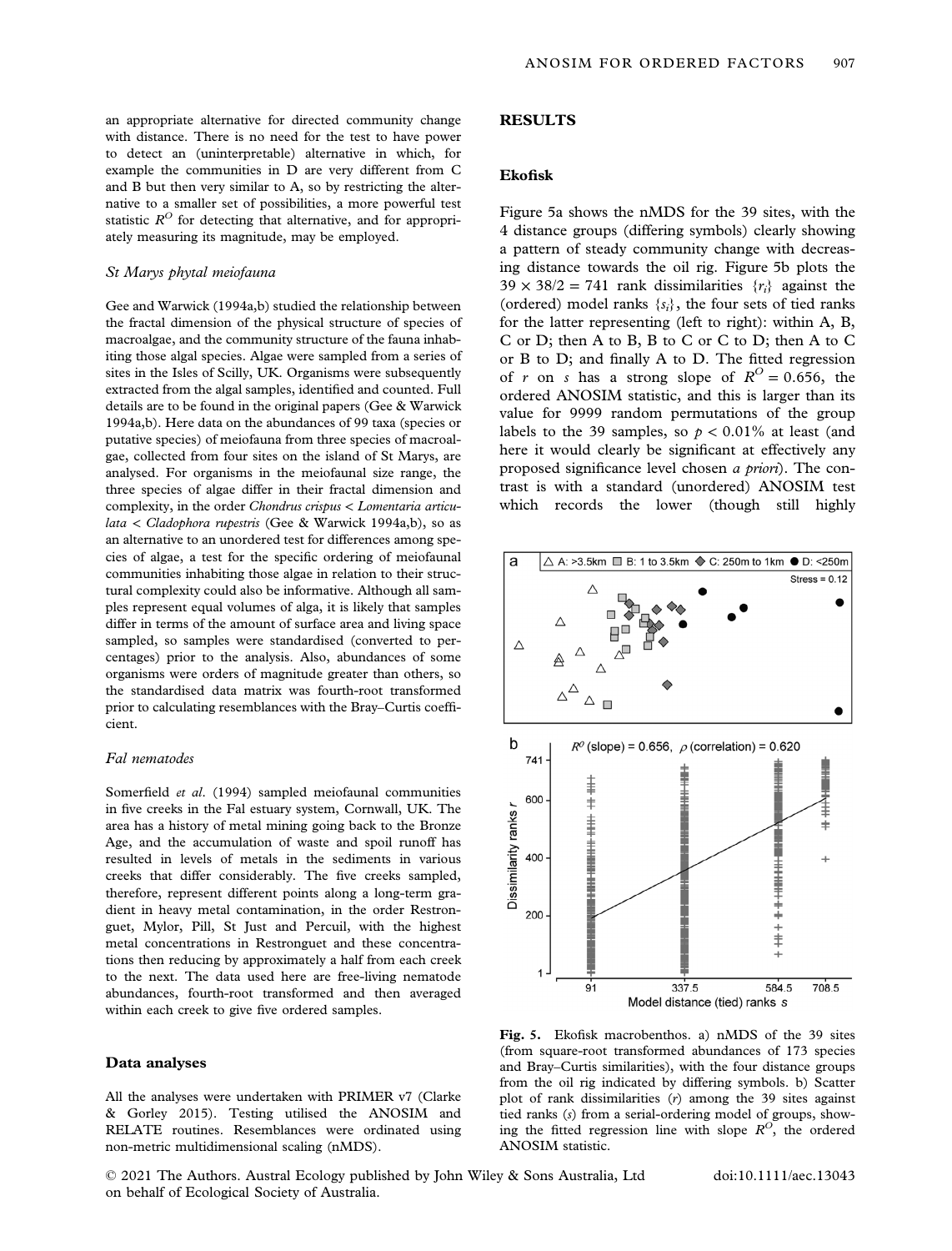an appropriate alternative for directed community change with distance. There is no need for the test to have power to detect an (uninterpretable) alternative in which, for example the communities in D are very different from C and B but then very similar to A, so by restricting the alternative to a smaller set of possibilities, a more powerful test statistic $R^O$ for detecting that alternative, and for appropriately measuring its magnitude, may be employed.

### St Marys phytal meiofauna

Gee and Warwick (1994a,b) studied the relationship between the fractal dimension of the physical structure of species of macroalgae, and the community structure of the fauna inhabiting those algal species. Algae were sampled from a series of sites in the Isles of Scilly, UK. Organisms were subsequently extracted from the algal samples, identified and counted. Full details are to be found in the original papers (Gee & Warwick 1994a,b). Here data on the abundances of 99 taxa (species or putative species) of meiofauna from three species of macroalgae, collected from four sites on the island of St Marys, are analysed. For organisms in the meiofaunal size range, the three species of algae differ in their fractal dimension and complexity, in the order *Chondrus crispus* < *Lomentaria articulata* < *Cladophora rupestris* (Gee & Warwick 1994a,b), so as an alternative to an unordered test for differences among species of algae, a test for the specific ordering of meiofaunal communities inhabiting those algae in relation to their structural complexity could also be informative. Although all samples represent equal volumes of alga, it is likely that samples differ in terms of the amount of surface area and living space sampled, so samples were standardised (converted to percentages) prior to the analysis. Also, abundances of some organisms were orders of magnitude greater than others, so the standardised data matrix was fourth-root transformed prior to calculating resemblances with the Bray–Curtis coefficient.

### Fal nematodes

Somerfield *et al*. (1994) sampled meiofaunal communities in five creeks in the Fal estuary system, Cornwall, UK. The area has a history of metal mining going back to the Bronze Age, and the accumulation of waste and spoil runoff has resulted in levels of metals in the sediments in various creeks that differ considerably. The five creeks sampled, therefore, represent different points along a long-term gradient in heavy metal contamination, in the order Restronguet, Mylor, Pill, St Just and Percuil, with the highest metal concentrations in Restronguet and these concentrations then reducing by approximately a half from each creek to the next. The data used here are free-living nematode abundances, fourth-root transformed and then averaged within each creek to give five ordered samples.

## Data analyses

All the analyses were undertaken with PRIMER v7 (Clarke & Gorley 2015). Testing utilised the ANOSIM and RELATE routines. Resemblances were ordinated using non-metric multidimensional scaling (nMDS).

## RESULTS

### Ekofisk

Figure 5a shows the nMDS for the 39 sites, with the 4 distance groups (differing symbols) clearly showing a pattern of steady community change with decreasing distance towards the oil rig. Figure 5b plots the $39 \times 38/2 = 741$ rank dissimilarities $\{r_i\}$ against the (ordered) model ranks $\{s_i\}$, the four sets of tied ranks for the latter representing (left to right): within A, B, C or D; then A to B, B to C or C to D; then A to C or B to D; and finally A to D. The fitted regression of $r$ on $s$ has a strong slope of $R^O = 0.656$, the ordered ANOSIM statistic, and this is larger than its value for 9999 random permutations of the group labels to the 39 samples, so $p < 0.01\%$ at least (and here it would clearly be significant at effectively any proposed significance level chosen *a priori*). The contrast is with a standard (unordered) ANOSIM test which records the lower (though still highly

**Fig. 5.** Ekofisk macrobenthos. a) nMDS of the 39 sites (from square-root transformed abundances of 173 species and Bray–Curtis similarities), with the four distance groups from the oil rig indicated by differing symbols. b) Scatter plot of rank dissimilarities ($r$) among the 39 sites against tied ranks ($s$) from a serial-ordering model of groups, showing the fitted regression line with slope $R^O$, the ordered ANOSIM statistic.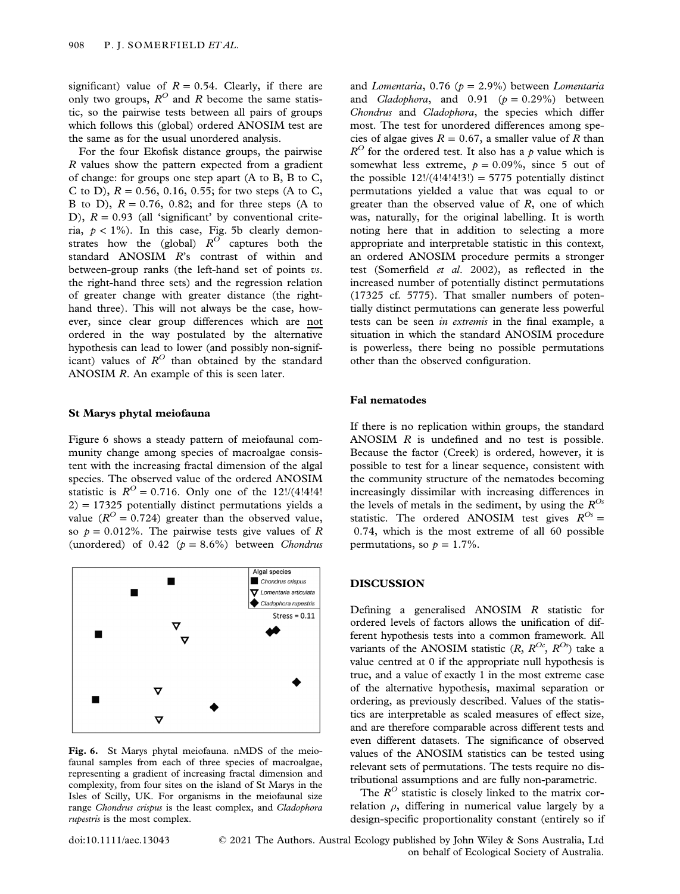significant) value of $R = 0.54$. Clearly, if there are only two groups, $R^O$ and $R$ become the same statistic, so the pairwise tests between all pairs of groups which follows this (global) ordered ANOSIM test are the same as for the usual unordered analysis.

For the four Ekofisk distance groups, the pairwise $R$ values show the pattern expected from a gradient of change: for groups one step apart (A to B, B to C, C to D), $R = 0.56, 0.16, 0.55$; for two steps (A to C, B to D), $R = 0.76, 0.82$; and for three steps (A to D), $R = 0.93$ (all 'significant' by conventional criteria, $p < 1\%$). In this case, Fig. 5b clearly demonstrates how the (global) $R^O$ captures both the standard ANOSIM $R$'s contrast of within and between-group ranks (the left-hand set of points *vs.* the right-hand three sets) and the regression relation of greater change with greater distance (the right-hand three). This will not always be the case, however, since clear group differences which are not ordered in the way postulated by the alternative hypothesis can lead to lower (and possibly non-significant) values of $R^O$ than obtained by the standard ANOSIM $R$. An example of this is seen later.

### St Marys phytal meiofauna

Figure 6 shows a steady pattern of meiofaunal community change among species of macroalgae consistent with the increasing fractal dimension of the algal species. The observed value of the ordered ANOSIM statistic is $R^O = 0.716$. Only one of the $12!/(4!4!4!2) = 17325$ potentially distinct permutations yields a value ($R^O = 0.724$) greater than the observed value, so $p = 0.012\%$. The pairwise tests give values of $R$ (unordered) of 0.42 ($p = 8.6\%$) between *Chondrus* and *Lomentaria*, 0.76 ($p = 2.9\%$) between *Lomentaria* and *Cladophora*, and 0.91 ($p = 0.29\%$) between *Chondrus* and *Cladophora*, the species which differ most. The test for unordered differences among species of algae gives $R = 0.67$, a smaller value of $R$ than $R^O$ for the ordered test. It also has a $p$ value which is somewhat less extreme, $p = 0.09\%$, since 5 out of the possible $12!/(4!4!4!3!) = 5775$ potentially distinct permutations yielded a value that was equal to or greater than the observed value of $R$, one of which was, naturally, for the original labelling. It is worth noting here that in addition to selecting a more appropriate and interpretable statistic in this context, an ordered ANOSIM procedure permits a stronger test (Somerfield *et al.* 2002), as reflected in the increased number of potentially distinct permutations (17325 cf. 5775). That smaller numbers of potentially distinct permutations can generate less powerful tests can be seen *in extremis* in the final example, a situation in which the standard ANOSIM procedure is powerless, there being no possible permutations other than the observed configuration.

**Fig. 6.** St Marys phytal meiofauna. nMDS of the meiofaunal samples from each of three species of macroalgae, representing a gradient of increasing fractal dimension and complexity, from four sites on the island of St Marys in the Isles of Scilly, UK. For organisms in the meiofaunal size range *Chondrus crispus* is the least complex, and *Cladophora rupestris* is the most complex.

### Fal nematodes

If there is no replication within groups, the standard ANOSIM $R$ is undefined and no test is possible. Because the factor (Creek) is ordered, however, it is possible to test for a linear sequence, consistent with the community structure of the nematodes becoming increasingly dissimilar with increasing differences in the levels of metals in the sediment, by using the $R^{Os}$ statistic. The ordered ANOSIM test gives $R^{Os} = 0.74$, which is the most extreme of all 60 possible permutations, so $p = 1.7\%$.

## DISCUSSION

Defining a generalised ANOSIM $R$ statistic for ordered levels of factors allows the unification of different hypothesis tests into a common framework. All variants of the ANOSIM statistic ($R$, $R^{Oc}$, $R^{Os}$) take a value centred at 0 if the appropriate null hypothesis is true, and a value of exactly 1 in the most extreme case of the alternative hypothesis, maximal separation or ordering, as previously described. Values of the statistics are interpretable as scaled measures of effect size, and are therefore comparable across different tests and even different datasets. The significance of observed values of the ANOSIM statistics can be tested using relevant sets of permutations. The tests require no distributional assumptions and are fully non-parametric.

The $R^O$ statistic is closely linked to the matrix correlation $\rho$, differing in numerical value largely by a design-specific proportionality constant (entirely so if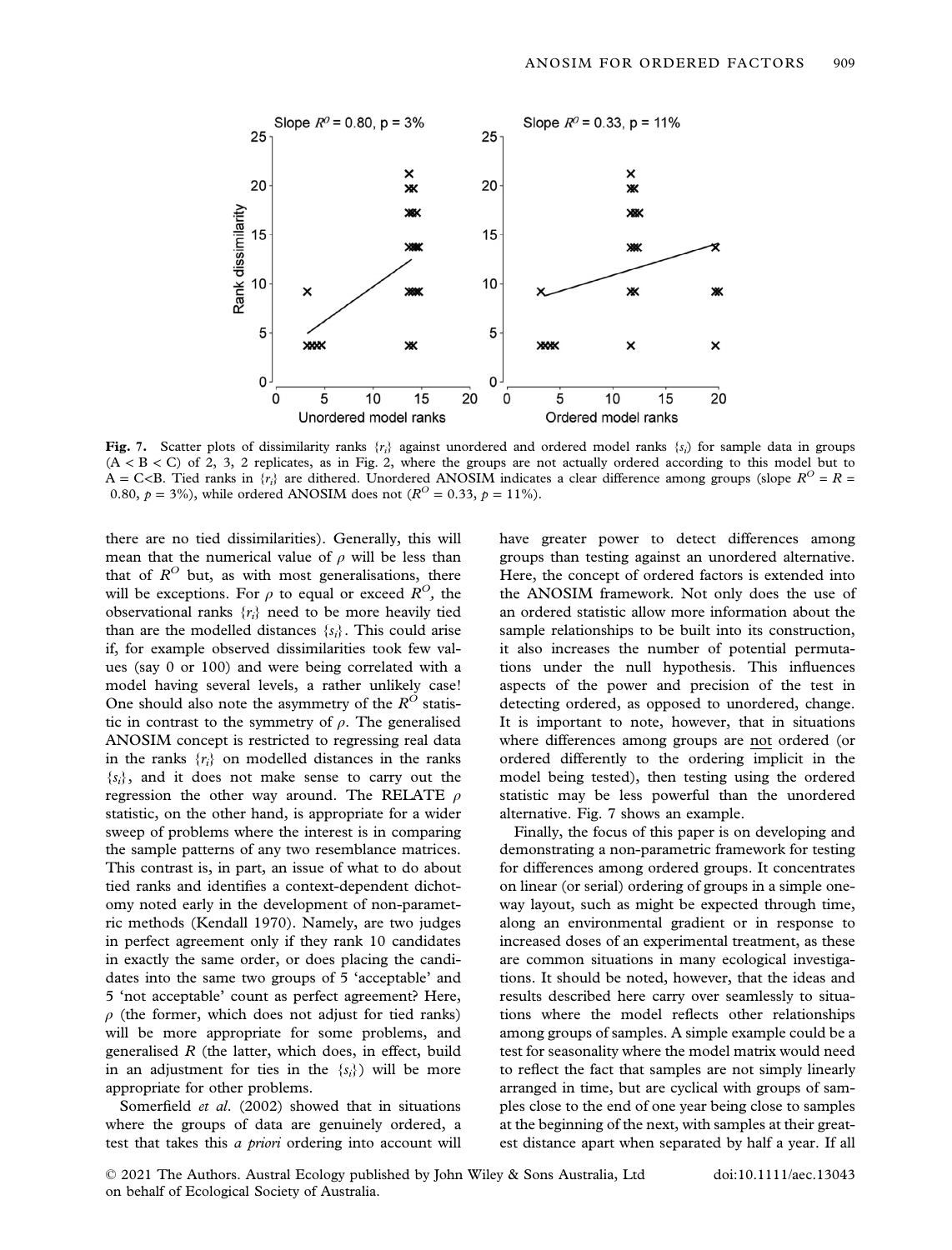Fig. 7. Scatter plots of dissimilarity ranks $\{r_i\}$ against unordered and ordered model ranks $\{s_i\}$ for sample data in groups (A < B < C) of 2, 3, 2 replicates, as in Fig. 2, where the groups are not actually ordered according to this model but to A = C<B. Tied ranks in $\{r_i\}$ are dithered. Unordered ANOSIM indicates a clear difference among groups (slope $R^O = R = 0.80$, $p = 3\%$), while ordered ANOSIM does not ($R^O = 0.33$, $p = 11\%$).

there are no tied dissimilarities). Generally, this will mean that the numerical value of $\rho$ will be less than that of $R^O$ but, as with most generalisations, there will be exceptions. For $\rho$ to equal or exceed $R^O$, the observational ranks $\{r_i\}$ need to be more heavily tied than are the modelled distances $\{s_i\}$. This could arise if, for example observed dissimilarities took few values (say 0 or 100) and were being correlated with a model having several levels, a rather unlikely case! One should also note the asymmetry of the $R^O$ statistic in contrast to the symmetry of $\rho$. The generalised ANOSIM concept is restricted to regressing real data in the ranks $\{r_i\}$ on modelled distances in the ranks $\{s_i\}$, and it does not make sense to carry out the regression the other way around. The RELATE $\rho$ statistic, on the other hand, is appropriate for a wider sweep of problems where the interest is in comparing the sample patterns of any two resemblance matrices. This contrast is, in part, an issue of what to do about tied ranks and identifies a context-dependent dichotomy noted early in the development of non-parametric methods (Kendall 1970). Namely, are two judges in perfect agreement only if they rank 10 candidates in exactly the same order, or does placing the candidates into the same two groups of 5 'acceptable' and 5 'not acceptable' count as perfect agreement? Here, $\rho$ (the former, which does not adjust for tied ranks) will be more appropriate for some problems, and generalised $R$ (the latter, which does, in effect, build in an adjustment for ties in the $\{s_i\}$) will be more appropriate for other problems.

Somerfield *et al*. (2002) showed that in situations where the groups of data are genuinely ordered, a test that takes this *a priori* ordering into account will have greater power to detect differences among groups than testing against an unordered alternative. Here, the concept of ordered factors is extended into the ANOSIM framework. Not only does the use of an ordered statistic allow more information about the sample relationships to be built into its construction, it also increases the number of potential permutations under the null hypothesis. This influences aspects of the power and precision of the test in detecting ordered, as opposed to unordered, change. It is important to note, however, that in situations where differences among groups are not ordered (or ordered differently to the ordering implicit in the model being tested), then testing using the ordered statistic may be less powerful than the unordered alternative. Fig. 7 shows an example.

Finally, the focus of this paper is on developing and demonstrating a non-parametric framework for testing for differences among ordered groups. It concentrates on linear (or serial) ordering of groups in a simple one-way layout, such as might be expected through time, along an environmental gradient or in response to increased doses of an experimental treatment, as these are common situations in many ecological investigations. It should be noted, however, that the ideas and results described here carry over seamlessly to situations where the model reflects other relationships among groups of samples. A simple example could be a test for seasonality where the model matrix would need to reflect the fact that samples are not simply linearly arranged in time, but are cyclical with groups of samples close to the end of one year being close to samples at the beginning of the next, with samples at their greatest distance apart when separated by half a year. If all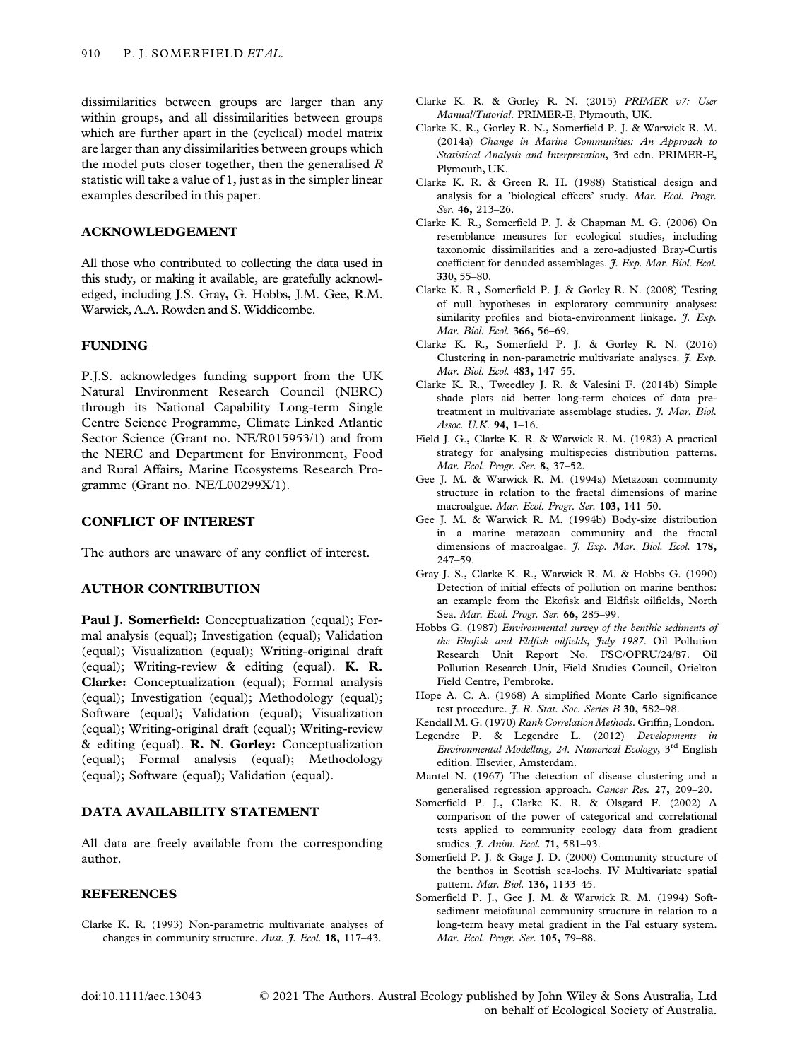dissimilarities between groups are larger than any within groups, and all dissimilarities between groups which are further apart in the (cyclical) model matrix are larger than any dissimilarities between groups which the model puts closer together, then the generalised $R$ statistic will take a value of 1, just as in the simpler linear examples described in this paper.

## ACKNOWLEDGEMENT

All those who contributed to collecting the data used in this study, or making it available, are gratefully acknowledged, including J.S. Gray, G. Hobbs, J.M. Gee, R.M. Warwick, A.A. Rowden and S. Widdicombe.

## FUNDING

P.J.S. acknowledges funding support from the UK Natural Environment Research Council (NERC) through its National Capability Long-term Single Centre Science Programme, Climate Linked Atlantic Sector Science (Grant no. NE/R015953/1) and from the NERC and Department for Environment, Food and Rural Affairs, Marine Ecosystems Research Programme (Grant no. NE/L00299X/1).

## CONFLICT OF INTEREST

The authors are unaware of any conflict of interest.

## AUTHOR CONTRIBUTION

**Paul J. Somerfield:** Conceptualization (equal); Formal analysis (equal); Investigation (equal); Validation (equal); Visualization (equal); Writing-original draft (equal); Writing-review & editing (equal). **K. R. Clarke:** Conceptualization (equal); Formal analysis (equal); Investigation (equal); Methodology (equal); Software (equal); Validation (equal); Visualization (equal); Writing-original draft (equal); Writing-review & editing (equal). **R. N. Gorley:** Conceptualization (equal); Formal analysis (equal); Methodology (equal); Software (equal); Validation (equal).

## DATA AVAILABILITY STATEMENT

All data are freely available from the corresponding author.

## REFERENCES

Clarke K. R. (1993) Non-parametric multivariate analyses of changes in community structure. *Aust. J. Ecol.* **18,** 117–43.

Clarke K. R. & Gorley R. N. (2015) *PRIMER v7: User Manual/Tutorial*. PRIMER-E, Plymouth, UK.

Clarke K. R., Gorley R. N., Somerfield P. J. & Warwick R. M. (2014a) *Change in Marine Communities: An Approach to Statistical Analysis and Interpretation*, 3rd edn. PRIMER-E, Plymouth, UK.

Clarke K. R. & Green R. H. (1988) Statistical design and analysis for a 'biological effects' study. *Mar. Ecol. Progr. Ser.* **46,** 213–26.

Clarke K. R., Somerfield P. J. & Chapman M. G. (2006) On resemblance measures for ecological studies, including taxonomic dissimilarities and a zero-adjusted Bray-Curtis coefficient for denuded assemblages. *J. Exp. Mar. Biol. Ecol.* **330,** 55–80.

Clarke K. R., Somerfield P. J. & Gorley R. N. (2008) Testing of null hypotheses in exploratory community analyses: similarity profiles and biota-environment linkage. *J. Exp. Mar. Biol. Ecol.* **366,** 56–69.

Clarke K. R., Somerfield P. J. & Gorley R. N. (2016) Clustering in non-parametric multivariate analyses. *J. Exp. Mar. Biol. Ecol.* **483,** 147–55.

Clarke K. R., Tweedley J. R. & Valesini F. (2014b) Simple shade plots aid better long-term choices of data pre-treatment in multivariate assemblage studies. *J. Mar. Biol. Assoc. U.K.* **94,** 1–16.

Field J. G., Clarke K. R. & Warwick R. M. (1982) A practical strategy for analysing multispecies distribution patterns. *Mar. Ecol. Progr. Ser.* **8,** 37–52.

Gee J. M. & Warwick R. M. (1994a) Metazoan community structure in relation to the fractal dimensions of marine macroalgae. *Mar. Ecol. Progr. Ser.* **103,** 141–50.

Gee J. M. & Warwick R. M. (1994b) Body-size distribution in a marine metazoan community and the fractal dimensions of macroalgae. *J. Exp. Mar. Biol. Ecol.* **178,** 247–59.

Gray J. S., Clarke K. R., Warwick R. M. & Hobbs G. (1990) Detection of initial effects of pollution on marine benthos: an example from the Ekofisk and Eldfisk oilfields, North Sea. *Mar. Ecol. Progr. Ser.* **66,** 285–99.

Hobbs G. (1987) *Environmental survey of the benthic sediments of the Ekofisk and Eldfisk oilfields, July 1987*. Oil Pollution Research Unit Report No. FSC/OPRU/24/87. Oil Pollution Research Unit, Field Studies Council, Orielton Field Centre, Pembroke.

Hope A. C. A. (1968) A simplified Monte Carlo significance test procedure. *J. R. Stat. Soc. Series B* **30,** 582–98.

Kendall M. G. (1970) *Rank Correlation Methods*. Griffin, London.

Legendre P. & Legendre L. (2012) *Developments in Environmental Modelling, 24. Numerical Ecology*, 3rd English edition. Elsevier, Amsterdam.

Mantel N. (1967) The detection of disease clustering and a generalised regression approach. *Cancer Res.* **27,** 209–20.

Somerfield P. J., Clarke K. R. & Olsgard F. (2002) A comparison of the power of categorical and correlational tests applied to community ecology data from gradient studies. *J. Anim. Ecol.* **71,** 581–93.

Somerfield P. J. & Gage J. D. (2000) Community structure of the benthos in Scottish sea-lochs. IV Multivariate spatial pattern. *Mar. Biol.* **136,** 1133–45.

Somerfield P. J., Gee J. M. & Warwick R. M. (1994) Soft-sediment meiofaunal community structure in relation to a long-term heavy metal gradient in the Fal estuary system. *Mar. Ecol. Progr. Ser.* **105,** 79–88.